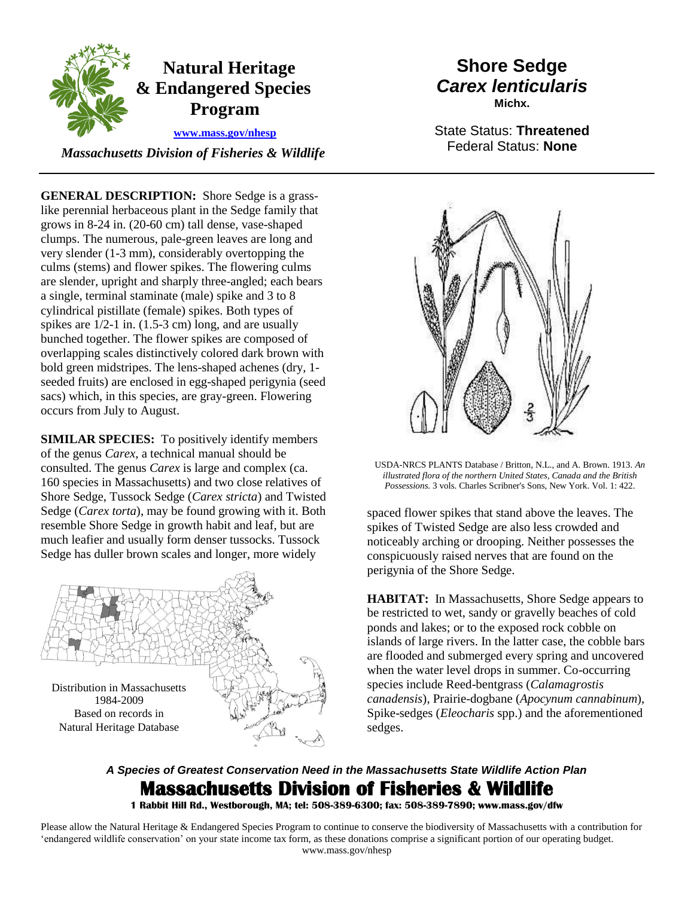# Natural Heritage & Endangered Species Program

www.mass.gov/nhesp

*Massachusetts Division of Fisheries & Wildlife*

# Shore Sedge
## *Carex lenticularis*
**Michx.**

State Status: **Threatened**
Federal Status: **None**

**GENERAL DESCRIPTION:** Shore Sedge is a grass-like perennial herbaceous plant in the Sedge family that grows in 8-24 in. (20-60 cm) tall dense, vase-shaped clumps. The numerous, pale-green leaves are long and very slender (1-3 mm), considerably overtopping the culms (stems) and flower spikes. The flowering culms are slender, upright and sharply three-angled; each bears a single, terminal staminate (male) spike and 3 to 8 cylindrical pistillate (female) spikes. Both types of spikes are 1/2-1 in. (1.5-3 cm) long, and are usually bunched together. The flower spikes are composed of overlapping scales distinctively colored dark brown with bold green midstripes. The lens-shaped achenes (dry, 1-seeded fruits) are enclosed in egg-shaped perigynia (seed sacs) which, in this species, are gray-green. Flowering occurs from July to August.

USDA-NRCS PLANTS Database / Britton, N.L., and A. Brown. 1913. *An illustrated flora of the northern United States, Canada and the British Possessions.* 3 vols. Charles Scribner's Sons, New York. Vol. 1: 422.

**SIMILAR SPECIES:** To positively identify members of the genus *Carex*, a technical manual should be consulted. The genus *Carex* is large and complex (ca. 160 species in Massachusetts) and two close relatives of Shore Sedge, Tussock Sedge (*Carex stricta*) and Twisted Sedge (*Carex torta*), may be found growing with it. Both resemble Shore Sedge in growth habit and leaf, but are much leafier and usually form denser tussocks. Tussock Sedge has duller brown scales and longer, more widely spaced flower spikes that stand above the leaves. The spikes of Twisted Sedge are also less crowded and noticeably arching or drooping. Neither possesses the conspicuously raised nerves that are found on the perigynia of the Shore Sedge.

Distribution in Massachusetts
1984-2009
Based on records in
Natural Heritage Database

**HABITAT:** In Massachusetts, Shore Sedge appears to be restricted to wet, sandy or gravelly beaches of cold ponds and lakes; or to the exposed rock cobble on islands of large rivers. In the latter case, the cobble bars are flooded and submerged every spring and uncovered when the water level drops in summer. Co-occurring species include Reed-bentgrass (*Calamagrostis canadensis*), Prairie-dogbane (*Apocynum cannabinum*), Spike-sedges (*Eleocharis* spp.) and the aforementioned sedges.

***A Species of Greatest Conservation Need in the Massachusetts State Wildlife Action Plan***

**Massachusetts Division of Fisheries & Wildlife**
**1 Rabbit Hill Rd., Westborough, MA; tel: 508-389-6300; fax: 508-389-7890; www.mass.gov/dfw**

Please allow the Natural Heritage & Endangered Species Program to continue to conserve the biodiversity of Massachusetts with a contribution for 'endangered wildlife conservation' on your state income tax form, as these donations comprise a significant portion of our operating budget. www.mass.gov/nhesp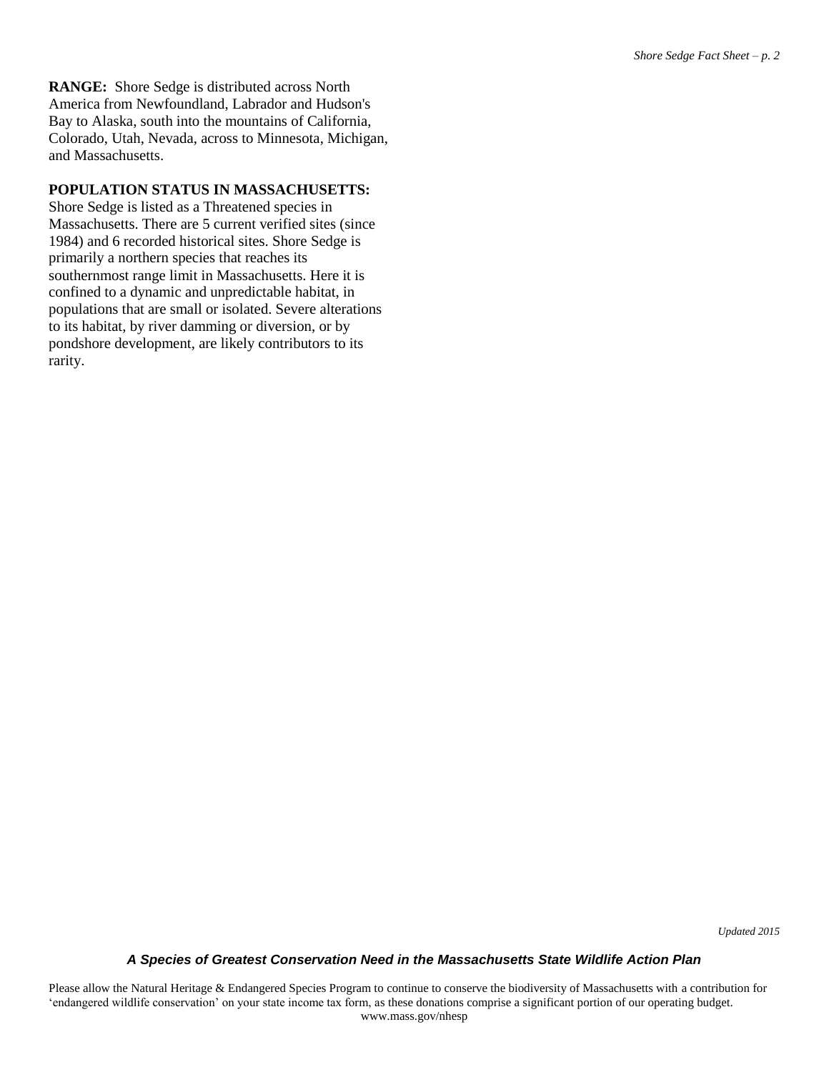**RANGE:** Shore Sedge is distributed across North America from Newfoundland, Labrador and Hudson's Bay to Alaska, south into the mountains of California, Colorado, Utah, Nevada, across to Minnesota, Michigan, and Massachusetts.

**POPULATION STATUS IN MASSACHUSETTS:** Shore Sedge is listed as a Threatened species in Massachusetts. There are 5 current verified sites (since 1984) and 6 recorded historical sites. Shore Sedge is primarily a northern species that reaches its southernmost range limit in Massachusetts. Here it is confined to a dynamic and unpredictable habitat, in populations that are small or isolated. Severe alterations to its habitat, by river damming or diversion, or by pondshore development, are likely contributors to its rarity.

*Updated 2015*

***A Species of Greatest Conservation Need in the Massachusetts State Wildlife Action Plan***

Please allow the Natural Heritage & Endangered Species Program to continue to conserve the biodiversity of Massachusetts with a contribution for 'endangered wildlife conservation' on your state income tax form, as these donations comprise a significant portion of our operating budget.
www.mass.gov/nhesp